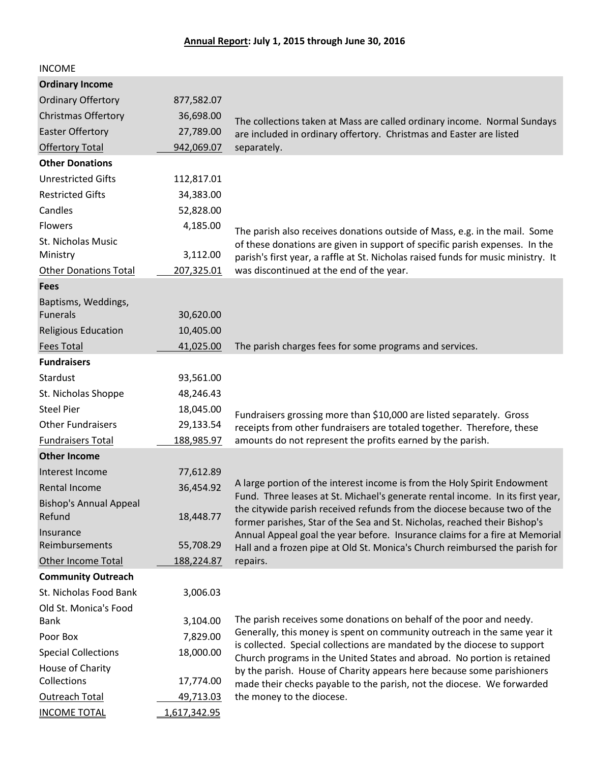**Annual Report: July 1, 2015 through June 30, 2016**

INCOME

| Category | Amount | Notes |
|---|---|---|
| **Ordinary Income** | | |
| Ordinary Offertory | 877,582.07 | |
| Christmas Offertory | 36,698.00 | |
| Easter Offertory | 27,789.00 | |
| Offertory Total | 942,069.07 | The collections taken at Mass are called ordinary income. Normal Sundays are included in ordinary offertory. Christmas and Easter are listed separately. |
| **Other Donations** | | |
| Unrestricted Gifts | 112,817.01 | |
| Restricted Gifts | 34,383.00 | |
| Candles | 52,828.00 | |
| Flowers | 4,185.00 | |
| St. Nicholas Music Ministry | 3,112.00 | |
| Other Donations Total | 207,325.01 | The parish also receives donations outside of Mass, e.g. in the mail. Some of these donations are given in support of specific parish expenses. In the parish's first year, a raffle at St. Nicholas raised funds for music ministry. It was discontinued at the end of the year. |
| **Fees** | | |
| Baptisms, Weddings, Funerals | 30,620.00 | |
| Religious Education | 10,405.00 | |
| Fees Total | 41,025.00 | The parish charges fees for some programs and services. |
| **Fundraisers** | | |
| Stardust | 93,561.00 | |
| St. Nicholas Shoppe | 48,246.43 | |
| Steel Pier | 18,045.00 | |
| Other Fundraisers | 29,133.54 | |
| Fundraisers Total | 188,985.97 | Fundraisers grossing more than $10,000 are listed separately. Gross receipts from other fundraisers are totaled together. Therefore, these amounts do not represent the profits earned by the parish. |
| **Other Income** | | |
| Interest Income | 77,612.89 | |
| Rental Income | 36,454.92 | |
| Bishop's Annual Appeal Refund | 18,448.77 | |
| Insurance Reimbursements | 55,708.29 | |
| Other Income Total | 188,224.87 | A large portion of the interest income is from the Holy Spirit Endowment Fund. Three leases at St. Michael's generate rental income. In its first year, the citywide parish received refunds from the diocese because two of the former parishes, Star of the Sea and St. Nicholas, reached their Bishop's Annual Appeal goal the year before. Insurance claims for a fire at Memorial Hall and a frozen pipe at Old St. Monica's Church reimbursed the parish for repairs. |
| **Community Outreach** | | |
| St. Nicholas Food Bank | 3,006.03 | |
| Old St. Monica's Food Bank | 3,104.00 | |
| Poor Box | 7,829.00 | |
| Special Collections | 18,000.00 | |
| House of Charity Collections | 17,774.00 | |
| Outreach Total | 49,713.03 | The parish receives some donations on behalf of the poor and needy. Generally, this money is spent on community outreach in the same year it is collected. Special collections are mandated by the diocese to support Church programs in the United States and abroad. No portion is retained by the parish. House of Charity appears here because some parishioners made their checks payable to the parish, not the diocese. We forwarded the money to the diocese. |
| INCOME TOTAL | 1,617,342.95 | |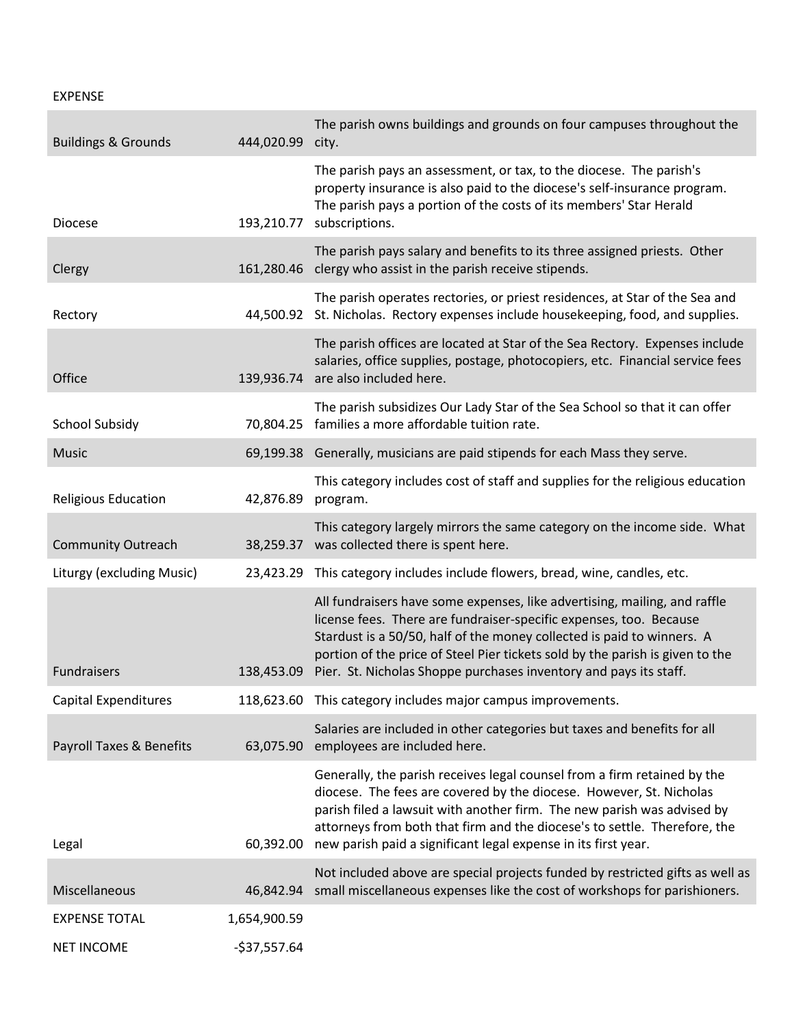EXPENSE

| | | |
|---|---|---|
| Buildings & Grounds | 444,020.99 | The parish owns buildings and grounds on four campuses throughout the city. |
| Diocese | 193,210.77 | The parish pays an assessment, or tax, to the diocese. The parish's property insurance is also paid to the diocese's self-insurance program. The parish pays a portion of the costs of its members' Star Herald subscriptions. |
| Clergy | 161,280.46 | The parish pays salary and benefits to its three assigned priests. Other clergy who assist in the parish receive stipends. |
| Rectory | 44,500.92 | The parish operates rectories, or priest residences, at Star of the Sea and St. Nicholas. Rectory expenses include housekeeping, food, and supplies. |
| Office | 139,936.74 | The parish offices are located at Star of the Sea Rectory. Expenses include salaries, office supplies, postage, photocopiers, etc. Financial service fees are also included here. |
| School Subsidy | 70,804.25 | The parish subsidizes Our Lady Star of the Sea School so that it can offer families a more affordable tuition rate. |
| Music | 69,199.38 | Generally, musicians are paid stipends for each Mass they serve. |
| Religious Education | 42,876.89 | This category includes cost of staff and supplies for the religious education program. |
| Community Outreach | 38,259.37 | This category largely mirrors the same category on the income side. What was collected there is spent here. |
| Liturgy (excluding Music) | 23,423.29 | This category includes include flowers, bread, wine, candles, etc. |
| Fundraisers | 138,453.09 | All fundraisers have some expenses, like advertising, mailing, and raffle license fees. There are fundraiser-specific expenses, too. Because Stardust is a 50/50, half of the money collected is paid to winners. A portion of the price of Steel Pier tickets sold by the parish is given to the Pier. St. Nicholas Shoppe purchases inventory and pays its staff. |
| Capital Expenditures | 118,623.60 | This category includes major campus improvements. |
| Payroll Taxes & Benefits | 63,075.90 | Salaries are included in other categories but taxes and benefits for all employees are included here. |
| Legal | 60,392.00 | Generally, the parish receives legal counsel from a firm retained by the diocese. The fees are covered by the diocese. However, St. Nicholas parish filed a lawsuit with another firm. The new parish was advised by attorneys from both that firm and the diocese's to settle. Therefore, the new parish paid a significant legal expense in its first year. |
| Miscellaneous | 46,842.94 | Not included above are special projects funded by restricted gifts as well as small miscellaneous expenses like the cost of workshops for parishioners. |
| EXPENSE TOTAL | 1,654,900.59 | |
| NET INCOME | -$37,557.64 | |